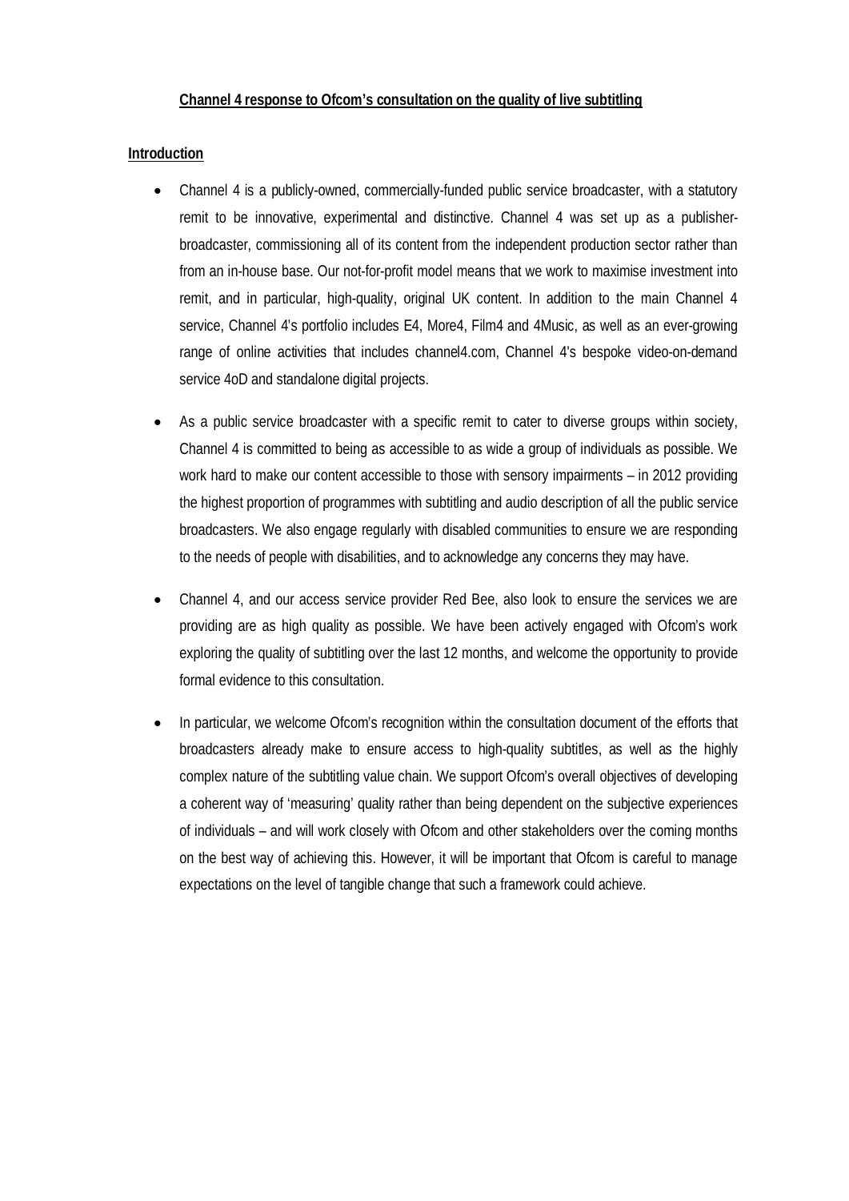**Channel 4 response to Ofcom's consultation on the quality of live subtitling**

**Introduction**

- Channel 4 is a publicly-owned, commercially-funded public service broadcaster, with a statutory remit to be innovative, experimental and distinctive. Channel 4 was set up as a publisher-broadcaster, commissioning all of its content from the independent production sector rather than from an in-house base. Our not-for-profit model means that we work to maximise investment into remit, and in particular, high-quality, original UK content. In addition to the main Channel 4 service, Channel 4's portfolio includes E4, More4, Film4 and 4Music, as well as an ever-growing range of online activities that includes channel4.com, Channel 4's bespoke video-on-demand service 4oD and standalone digital projects.

- As a public service broadcaster with a specific remit to cater to diverse groups within society, Channel 4 is committed to being as accessible to as wide a group of individuals as possible. We work hard to make our content accessible to those with sensory impairments – in 2012 providing the highest proportion of programmes with subtitling and audio description of all the public service broadcasters. We also engage regularly with disabled communities to ensure we are responding to the needs of people with disabilities, and to acknowledge any concerns they may have.

- Channel 4, and our access service provider Red Bee, also look to ensure the services we are providing are as high quality as possible. We have been actively engaged with Ofcom's work exploring the quality of subtitling over the last 12 months, and welcome the opportunity to provide formal evidence to this consultation.

- In particular, we welcome Ofcom's recognition within the consultation document of the efforts that broadcasters already make to ensure access to high-quality subtitles, as well as the highly complex nature of the subtitling value chain. We support Ofcom's overall objectives of developing a coherent way of 'measuring' quality rather than being dependent on the subjective experiences of individuals – and will work closely with Ofcom and other stakeholders over the coming months on the best way of achieving this. However, it will be important that Ofcom is careful to manage expectations on the level of tangible change that such a framework could achieve.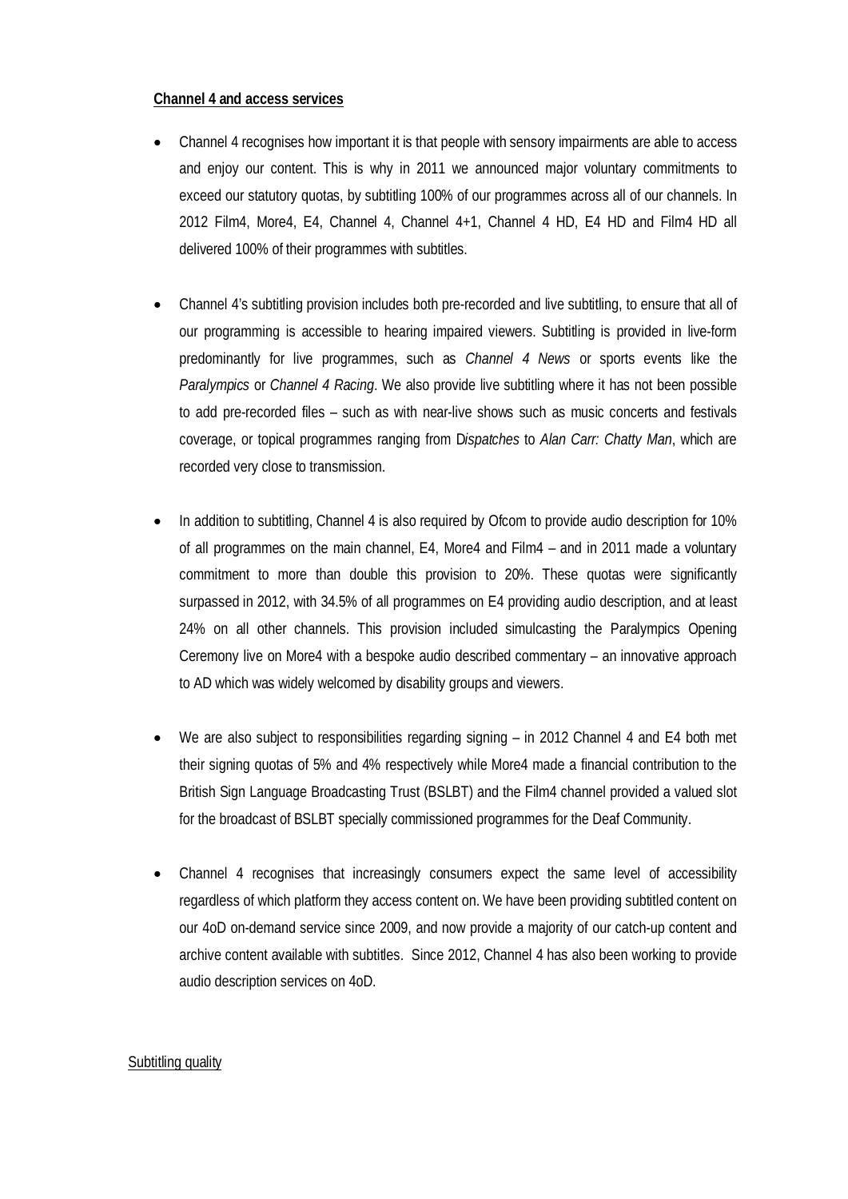**Channel 4 and access services**

- Channel 4 recognises how important it is that people with sensory impairments are able to access and enjoy our content. This is why in 2011 we announced major voluntary commitments to exceed our statutory quotas, by subtitling 100% of our programmes across all of our channels. In 2012 Film4, More4, E4, Channel 4, Channel 4+1, Channel 4 HD, E4 HD and Film4 HD all delivered 100% of their programmes with subtitles.

- Channel 4's subtitling provision includes both pre-recorded and live subtitling, to ensure that all of our programming is accessible to hearing impaired viewers. Subtitling is provided in live-form predominantly for live programmes, such as *Channel 4 News* or sports events like the *Paralympics* or *Channel 4 Racing*. We also provide live subtitling where it has not been possible to add pre-recorded files – such as with near-live shows such as music concerts and festivals coverage, or topical programmes ranging from D*ispatches* to *Alan Carr: Chatty Man*, which are recorded very close to transmission.

- In addition to subtitling, Channel 4 is also required by Ofcom to provide audio description for 10% of all programmes on the main channel, E4, More4 and Film4 – and in 2011 made a voluntary commitment to more than double this provision to 20%. These quotas were significantly surpassed in 2012, with 34.5% of all programmes on E4 providing audio description, and at least 24% on all other channels. This provision included simulcasting the Paralympics Opening Ceremony live on More4 with a bespoke audio described commentary – an innovative approach to AD which was widely welcomed by disability groups and viewers.

- We are also subject to responsibilities regarding signing – in 2012 Channel 4 and E4 both met their signing quotas of 5% and 4% respectively while More4 made a financial contribution to the British Sign Language Broadcasting Trust (BSLBT) and the Film4 channel provided a valued slot for the broadcast of BSLBT specially commissioned programmes for the Deaf Community.

- Channel 4 recognises that increasingly consumers expect the same level of accessibility regardless of which platform they access content on. We have been providing subtitled content on our 4oD on-demand service since 2009, and now provide a majority of our catch-up content and archive content available with subtitles. Since 2012, Channel 4 has also been working to provide audio description services on 4oD.

Subtitling quality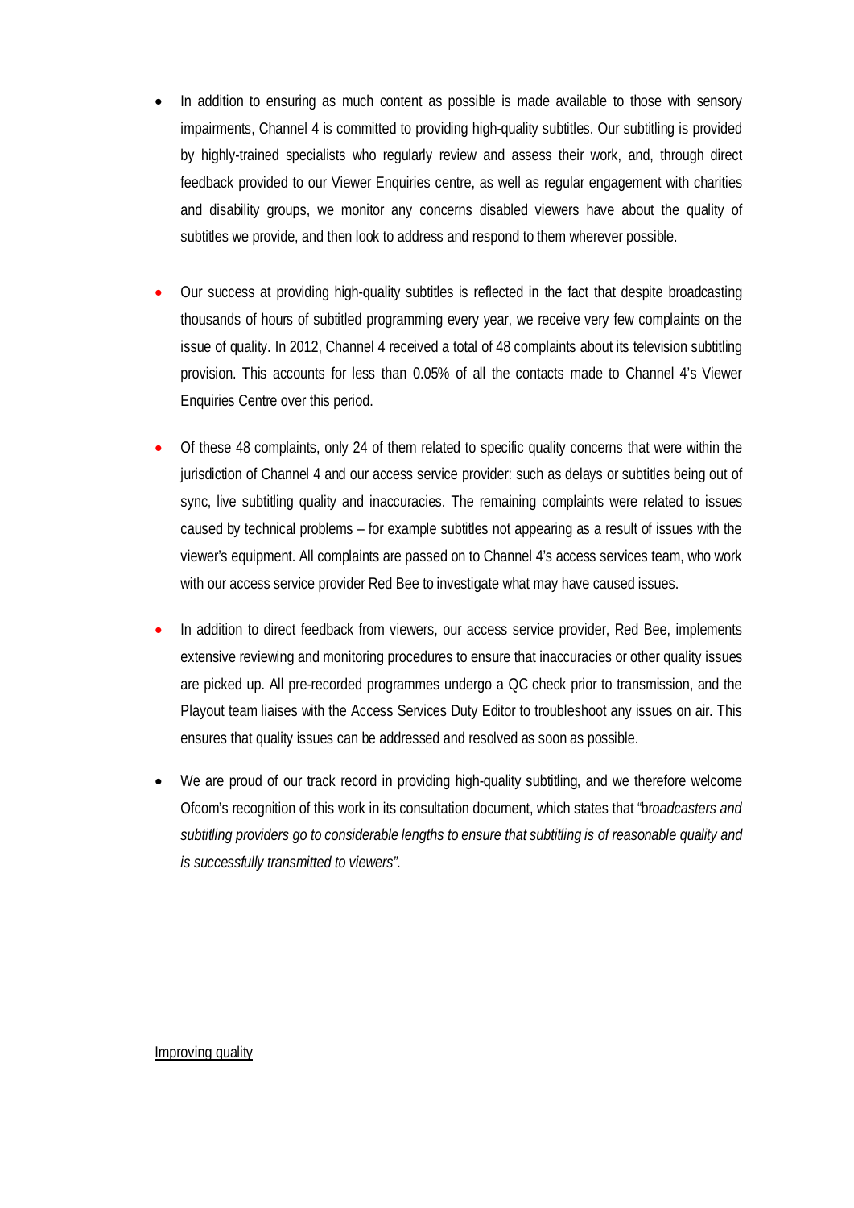- In addition to ensuring as much content as possible is made available to those with sensory impairments, Channel 4 is committed to providing high-quality subtitles. Our subtitling is provided by highly-trained specialists who regularly review and assess their work, and, through direct feedback provided to our Viewer Enquiries centre, as well as regular engagement with charities and disability groups, we monitor any concerns disabled viewers have about the quality of subtitles we provide, and then look to address and respond to them wherever possible.

- Our success at providing high-quality subtitles is reflected in the fact that despite broadcasting thousands of hours of subtitled programming every year, we receive very few complaints on the issue of quality. In 2012, Channel 4 received a total of 48 complaints about its television subtitling provision. This accounts for less than 0.05% of all the contacts made to Channel 4's Viewer Enquiries Centre over this period.

- Of these 48 complaints, only 24 of them related to specific quality concerns that were within the jurisdiction of Channel 4 and our access service provider: such as delays or subtitles being out of sync, live subtitling quality and inaccuracies. The remaining complaints were related to issues caused by technical problems – for example subtitles not appearing as a result of issues with the viewer's equipment. All complaints are passed on to Channel 4's access services team, who work with our access service provider Red Bee to investigate what may have caused issues.

- In addition to direct feedback from viewers, our access service provider, Red Bee, implements extensive reviewing and monitoring procedures to ensure that inaccuracies or other quality issues are picked up. All pre-recorded programmes undergo a QC check prior to transmission, and the Playout team liaises with the Access Services Duty Editor to troubleshoot any issues on air. This ensures that quality issues can be addressed and resolved as soon as possible.

- We are proud of our track record in providing high-quality subtitling, and we therefore welcome Ofcom's recognition of this work in its consultation document, which states that "b*roadcasters and subtitling providers go to considerable lengths to ensure that subtitling is of reasonable quality and is successfully transmitted to viewers"*.

Improving quality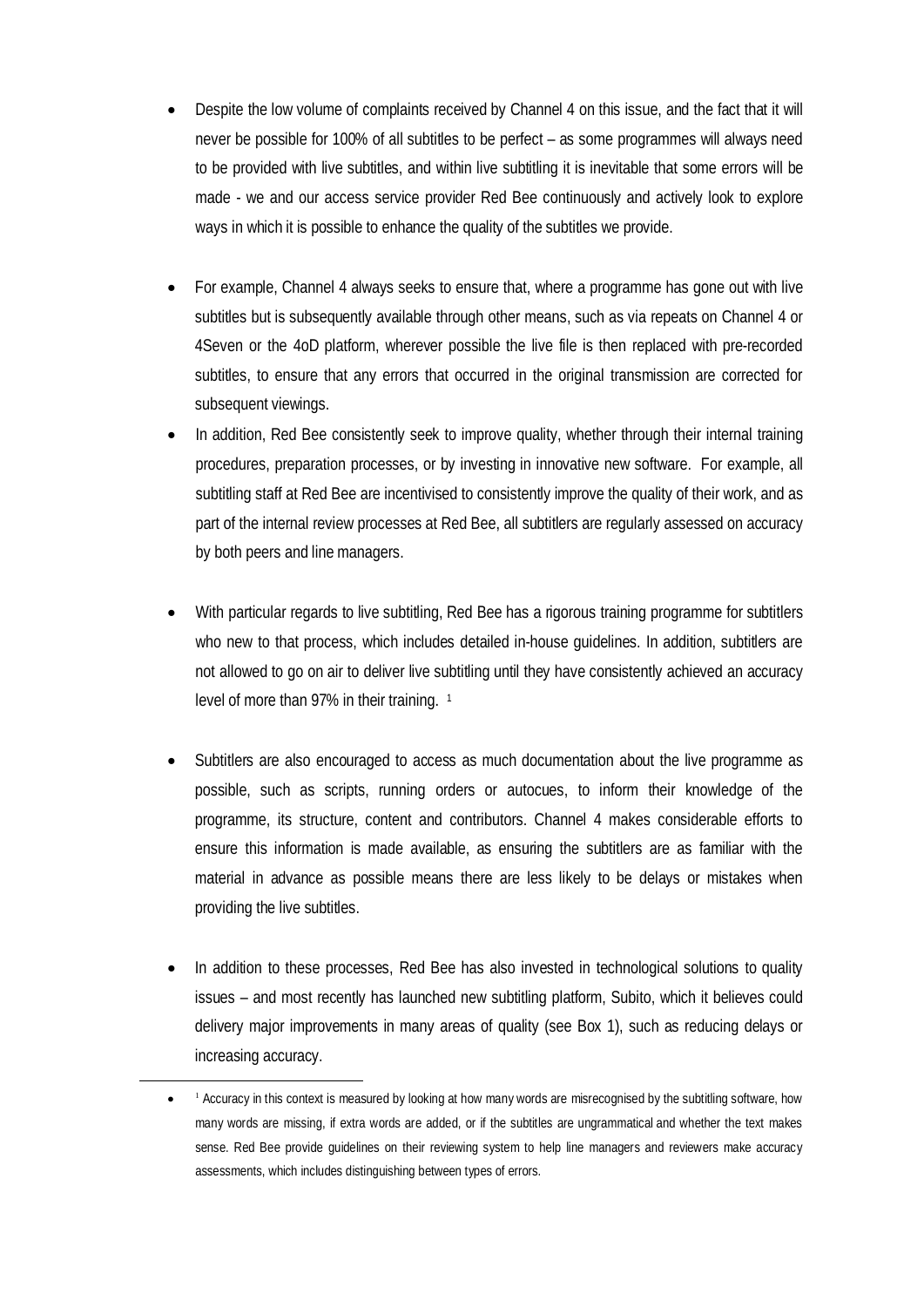- Despite the low volume of complaints received by Channel 4 on this issue, and the fact that it will never be possible for 100% of all subtitles to be perfect – as some programmes will always need to be provided with live subtitles, and within live subtitling it is inevitable that some errors will be made - we and our access service provider Red Bee continuously and actively look to explore ways in which it is possible to enhance the quality of the subtitles we provide.

- For example, Channel 4 always seeks to ensure that, where a programme has gone out with live subtitles but is subsequently available through other means, such as via repeats on Channel 4 or 4Seven or the 4oD platform, wherever possible the live file is then replaced with pre-recorded subtitles, to ensure that any errors that occurred in the original transmission are corrected for subsequent viewings.

- In addition, Red Bee consistently seek to improve quality, whether through their internal training procedures, preparation processes, or by investing in innovative new software. For example, all subtitling staff at Red Bee are incentivised to consistently improve the quality of their work, and as part of the internal review processes at Red Bee, all subtitlers are regularly assessed on accuracy by both peers and line managers.

- With particular regards to live subtitling, Red Bee has a rigorous training programme for subtitlers who new to that process, which includes detailed in-house guidelines. In addition, subtitlers are not allowed to go on air to deliver live subtitling until they have consistently achieved an accuracy level of more than 97% in their training. [1]

- Subtitlers are also encouraged to access as much documentation about the live programme as possible, such as scripts, running orders or autocues, to inform their knowledge of the programme, its structure, content and contributors. Channel 4 makes considerable efforts to ensure this information is made available, as ensuring the subtitlers are as familiar with the material in advance as possible means there are less likely to be delays or mistakes when providing the live subtitles.

- In addition to these processes, Red Bee has also invested in technological solutions to quality issues – and most recently has launched new subtitling platform, Subito, which it believes could delivery major improvements in many areas of quality (see Box 1), such as reducing delays or increasing accuracy.

---

- [1] Accuracy in this context is measured by looking at how many words are misrecognised by the subtitling software, how many words are missing, if extra words are added, or if the subtitles are ungrammatical and whether the text makes sense. Red Bee provide guidelines on their reviewing system to help line managers and reviewers make accuracy assessments, which includes distinguishing between types of errors.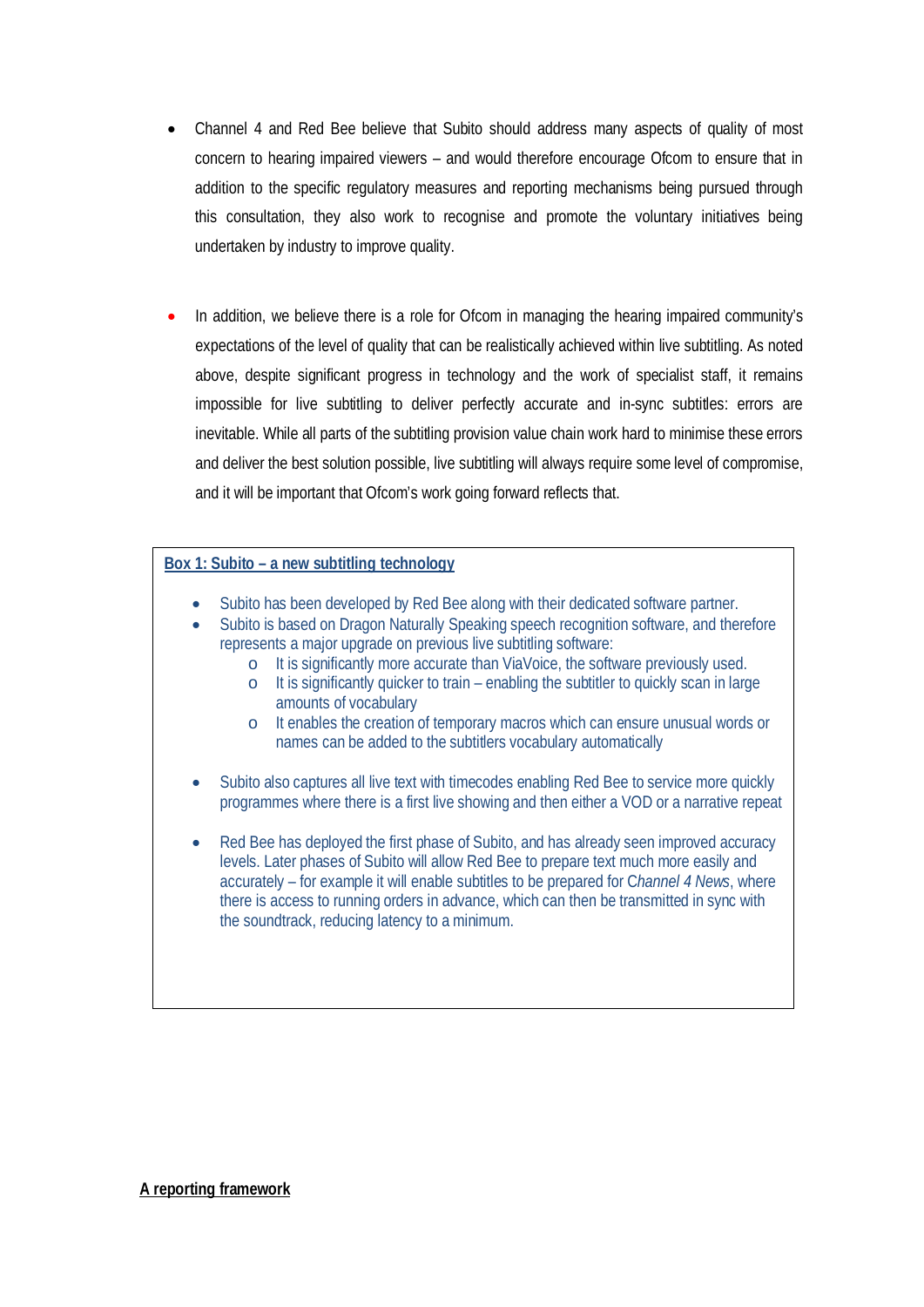- Channel 4 and Red Bee believe that Subito should address many aspects of quality of most concern to hearing impaired viewers – and would therefore encourage Ofcom to ensure that in addition to the specific regulatory measures and reporting mechanisms being pursued through this consultation, they also work to recognise and promote the voluntary initiatives being undertaken by industry to improve quality.

- In addition, we believe there is a role for Ofcom in managing the hearing impaired community's expectations of the level of quality that can be realistically achieved within live subtitling. As noted above, despite significant progress in technology and the work of specialist staff, it remains impossible for live subtitling to deliver perfectly accurate and in-sync subtitles: errors are inevitable. While all parts of the subtitling provision value chain work hard to minimise these errors and deliver the best solution possible, live subtitling will always require some level of compromise, and it will be important that Ofcom's work going forward reflects that.

> **Box 1: Subito – a new subtitling technology**
>
> - Subito has been developed by Red Bee along with their dedicated software partner.
> - Subito is based on Dragon Naturally Speaking speech recognition software, and therefore represents a major upgrade on previous live subtitling software:
>   - It is significantly more accurate than ViaVoice, the software previously used.
>   - It is significantly quicker to train – enabling the subtitler to quickly scan in large amounts of vocabulary
>   - It enables the creation of temporary macros which can ensure unusual words or names can be added to the subtitlers vocabulary automatically
> - Subito also captures all live text with timecodes enabling Red Bee to service more quickly programmes where there is a first live showing and then either a VOD or a narrative repeat
> - Red Bee has deployed the first phase of Subito, and has already seen improved accuracy levels. Later phases of Subito will allow Red Bee to prepare text much more easily and accurately – for example it will enable subtitles to be prepared for *Channel 4 News*, where there is access to running orders in advance, which can then be transmitted in sync with the soundtrack, reducing latency to a minimum.

**A reporting framework**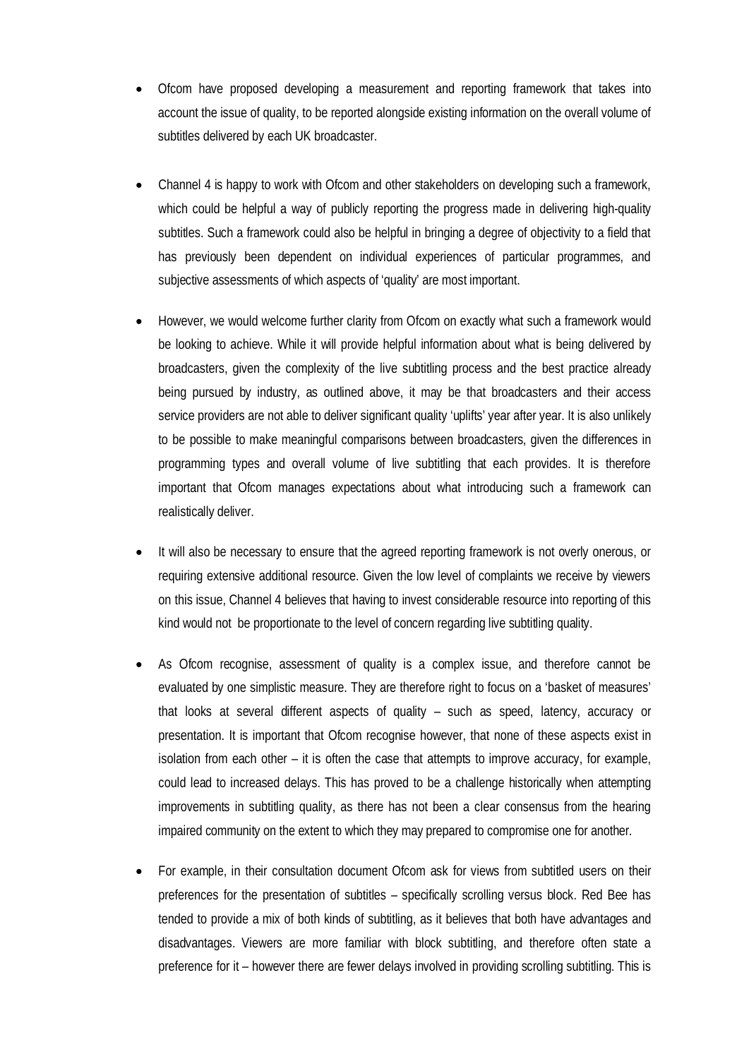- Ofcom have proposed developing a measurement and reporting framework that takes into account the issue of quality, to be reported alongside existing information on the overall volume of subtitles delivered by each UK broadcaster.

- Channel 4 is happy to work with Ofcom and other stakeholders on developing such a framework, which could be helpful a way of publicly reporting the progress made in delivering high-quality subtitles. Such a framework could also be helpful in bringing a degree of objectivity to a field that has previously been dependent on individual experiences of particular programmes, and subjective assessments of which aspects of 'quality' are most important.

- However, we would welcome further clarity from Ofcom on exactly what such a framework would be looking to achieve. While it will provide helpful information about what is being delivered by broadcasters, given the complexity of the live subtitling process and the best practice already being pursued by industry, as outlined above, it may be that broadcasters and their access service providers are not able to deliver significant quality 'uplifts' year after year. It is also unlikely to be possible to make meaningful comparisons between broadcasters, given the differences in programming types and overall volume of live subtitling that each provides. It is therefore important that Ofcom manages expectations about what introducing such a framework can realistically deliver.

- It will also be necessary to ensure that the agreed reporting framework is not overly onerous, or requiring extensive additional resource. Given the low level of complaints we receive by viewers on this issue, Channel 4 believes that having to invest considerable resource into reporting of this kind would not be proportionate to the level of concern regarding live subtitling quality.

- As Ofcom recognise, assessment of quality is a complex issue, and therefore cannot be evaluated by one simplistic measure. They are therefore right to focus on a 'basket of measures' that looks at several different aspects of quality – such as speed, latency, accuracy or presentation. It is important that Ofcom recognise however, that none of these aspects exist in isolation from each other – it is often the case that attempts to improve accuracy, for example, could lead to increased delays. This has proved to be a challenge historically when attempting improvements in subtitling quality, as there has not been a clear consensus from the hearing impaired community on the extent to which they may prepared to compromise one for another.

- For example, in their consultation document Ofcom ask for views from subtitled users on their preferences for the presentation of subtitles – specifically scrolling versus block. Red Bee has tended to provide a mix of both kinds of subtitling, as it believes that both have advantages and disadvantages. Viewers are more familiar with block subtitling, and therefore often state a preference for it – however there are fewer delays involved in providing scrolling subtitling. This is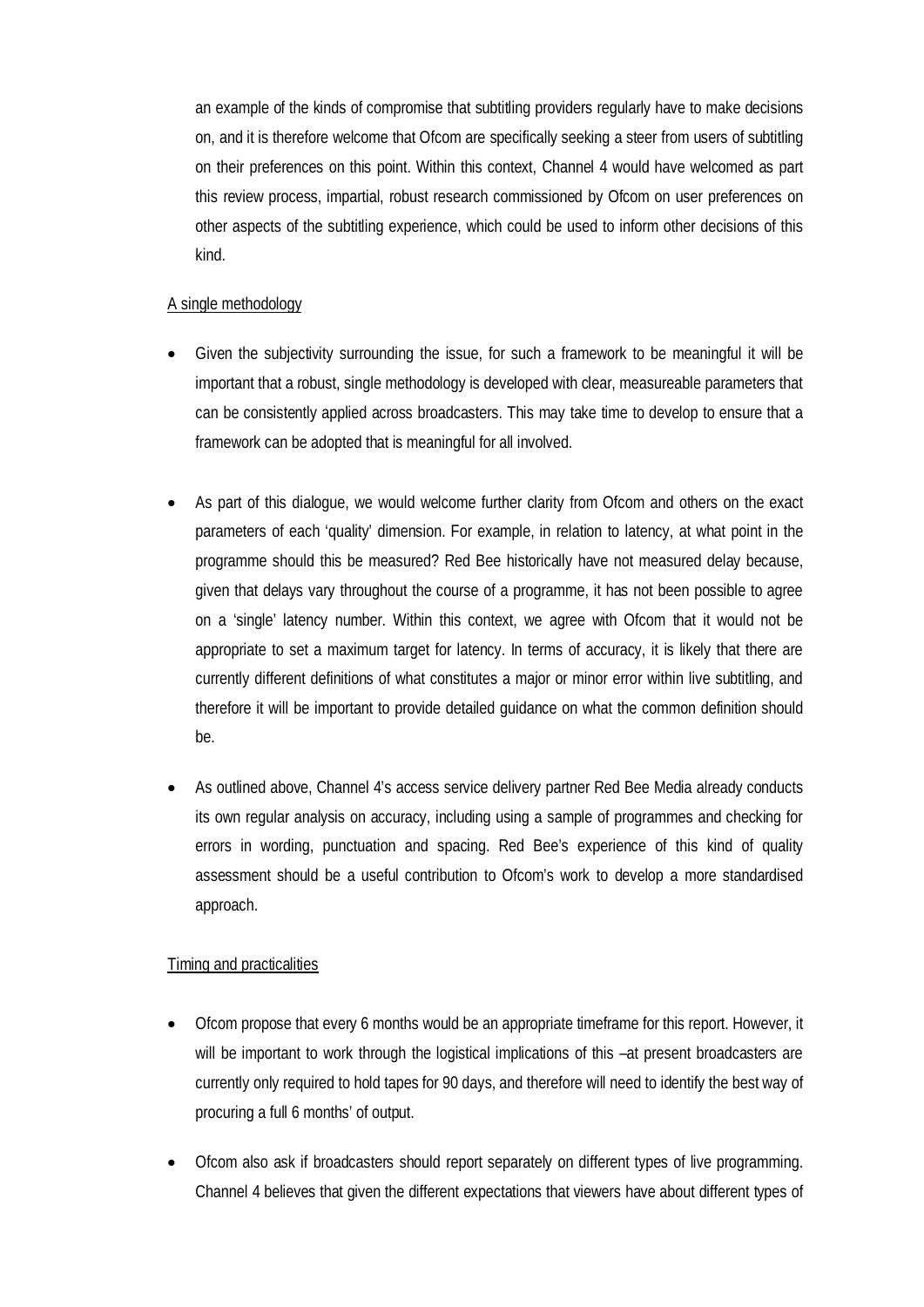an example of the kinds of compromise that subtitling providers regularly have to make decisions on, and it is therefore welcome that Ofcom are specifically seeking a steer from users of subtitling on their preferences on this point. Within this context, Channel 4 would have welcomed as part this review process, impartial, robust research commissioned by Ofcom on user preferences on other aspects of the subtitling experience, which could be used to inform other decisions of this kind.

<u>A single methodology</u>

- Given the subjectivity surrounding the issue, for such a framework to be meaningful it will be important that a robust, single methodology is developed with clear, measureable parameters that can be consistently applied across broadcasters. This may take time to develop to ensure that a framework can be adopted that is meaningful for all involved.

- As part of this dialogue, we would welcome further clarity from Ofcom and others on the exact parameters of each 'quality' dimension. For example, in relation to latency, at what point in the programme should this be measured? Red Bee historically have not measured delay because, given that delays vary throughout the course of a programme, it has not been possible to agree on a 'single' latency number. Within this context, we agree with Ofcom that it would not be appropriate to set a maximum target for latency. In terms of accuracy, it is likely that there are currently different definitions of what constitutes a major or minor error within live subtitling, and therefore it will be important to provide detailed guidance on what the common definition should be.

- As outlined above, Channel 4's access service delivery partner Red Bee Media already conducts its own regular analysis on accuracy, including using a sample of programmes and checking for errors in wording, punctuation and spacing. Red Bee's experience of this kind of quality assessment should be a useful contribution to Ofcom's work to develop a more standardised approach.

<u>Timing and practicalities</u>

- Ofcom propose that every 6 months would be an appropriate timeframe for this report. However, it will be important to work through the logistical implications of this –at present broadcasters are currently only required to hold tapes for 90 days, and therefore will need to identify the best way of procuring a full 6 months' of output.

- Ofcom also ask if broadcasters should report separately on different types of live programming. Channel 4 believes that given the different expectations that viewers have about different types of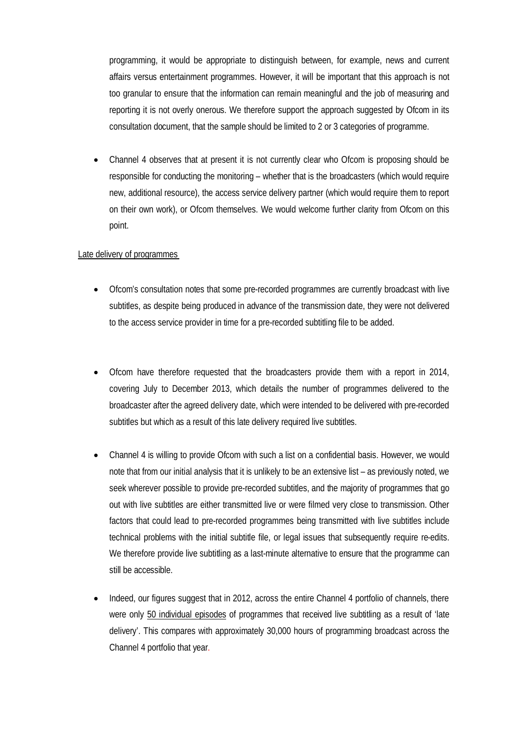programming, it would be appropriate to distinguish between, for example, news and current affairs versus entertainment programmes. However, it will be important that this approach is not too granular to ensure that the information can remain meaningful and the job of measuring and reporting it is not overly onerous. We therefore support the approach suggested by Ofcom in its consultation document, that the sample should be limited to 2 or 3 categories of programme.

- Channel 4 observes that at present it is not currently clear who Ofcom is proposing should be responsible for conducting the monitoring – whether that is the broadcasters (which would require new, additional resource), the access service delivery partner (which would require them to report on their own work), or Ofcom themselves. We would welcome further clarity from Ofcom on this point.

Late delivery of programmes

- Ofcom's consultation notes that some pre-recorded programmes are currently broadcast with live subtitles, as despite being produced in advance of the transmission date, they were not delivered to the access service provider in time for a pre-recorded subtitling file to be added.

- Ofcom have therefore requested that the broadcasters provide them with a report in 2014, covering July to December 2013, which details the number of programmes delivered to the broadcaster after the agreed delivery date, which were intended to be delivered with pre-recorded subtitles but which as a result of this late delivery required live subtitles.

- Channel 4 is willing to provide Ofcom with such a list on a confidential basis. However, we would note that from our initial analysis that it is unlikely to be an extensive list – as previously noted, we seek wherever possible to provide pre-recorded subtitles, and the majority of programmes that go out with live subtitles are either transmitted live or were filmed very close to transmission. Other factors that could lead to pre-recorded programmes being transmitted with live subtitles include technical problems with the initial subtitle file, or legal issues that subsequently require re-edits. We therefore provide live subtitling as a last-minute alternative to ensure that the programme can still be accessible.

- Indeed, our figures suggest that in 2012, across the entire Channel 4 portfolio of channels, there were only 50 individual episodes of programmes that received live subtitling as a result of 'late delivery'. This compares with approximately 30,000 hours of programming broadcast across the Channel 4 portfolio that year.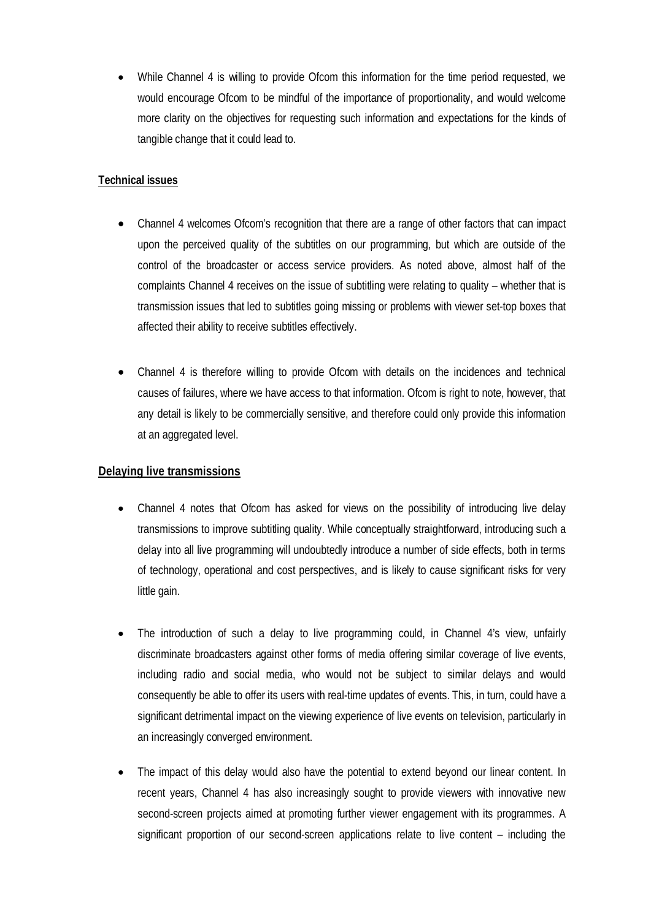- While Channel 4 is willing to provide Ofcom this information for the time period requested, we would encourage Ofcom to be mindful of the importance of proportionality, and would welcome more clarity on the objectives for requesting such information and expectations for the kinds of tangible change that it could lead to.

**Technical issues**

- Channel 4 welcomes Ofcom's recognition that there are a range of other factors that can impact upon the perceived quality of the subtitles on our programming, but which are outside of the control of the broadcaster or access service providers. As noted above, almost half of the complaints Channel 4 receives on the issue of subtitling were relating to quality – whether that is transmission issues that led to subtitles going missing or problems with viewer set-top boxes that affected their ability to receive subtitles effectively.

- Channel 4 is therefore willing to provide Ofcom with details on the incidences and technical causes of failures, where we have access to that information. Ofcom is right to note, however, that any detail is likely to be commercially sensitive, and therefore could only provide this information at an aggregated level.

**Delaying live transmissions**

- Channel 4 notes that Ofcom has asked for views on the possibility of introducing live delay transmissions to improve subtitling quality. While conceptually straightforward, introducing such a delay into all live programming will undoubtedly introduce a number of side effects, both in terms of technology, operational and cost perspectives, and is likely to cause significant risks for very little gain.

- The introduction of such a delay to live programming could, in Channel 4's view, unfairly discriminate broadcasters against other forms of media offering similar coverage of live events, including radio and social media, who would not be subject to similar delays and would consequently be able to offer its users with real-time updates of events. This, in turn, could have a significant detrimental impact on the viewing experience of live events on television, particularly in an increasingly converged environment.

- The impact of this delay would also have the potential to extend beyond our linear content. In recent years, Channel 4 has also increasingly sought to provide viewers with innovative new second-screen projects aimed at promoting further viewer engagement with its programmes. A significant proportion of our second-screen applications relate to live content – including the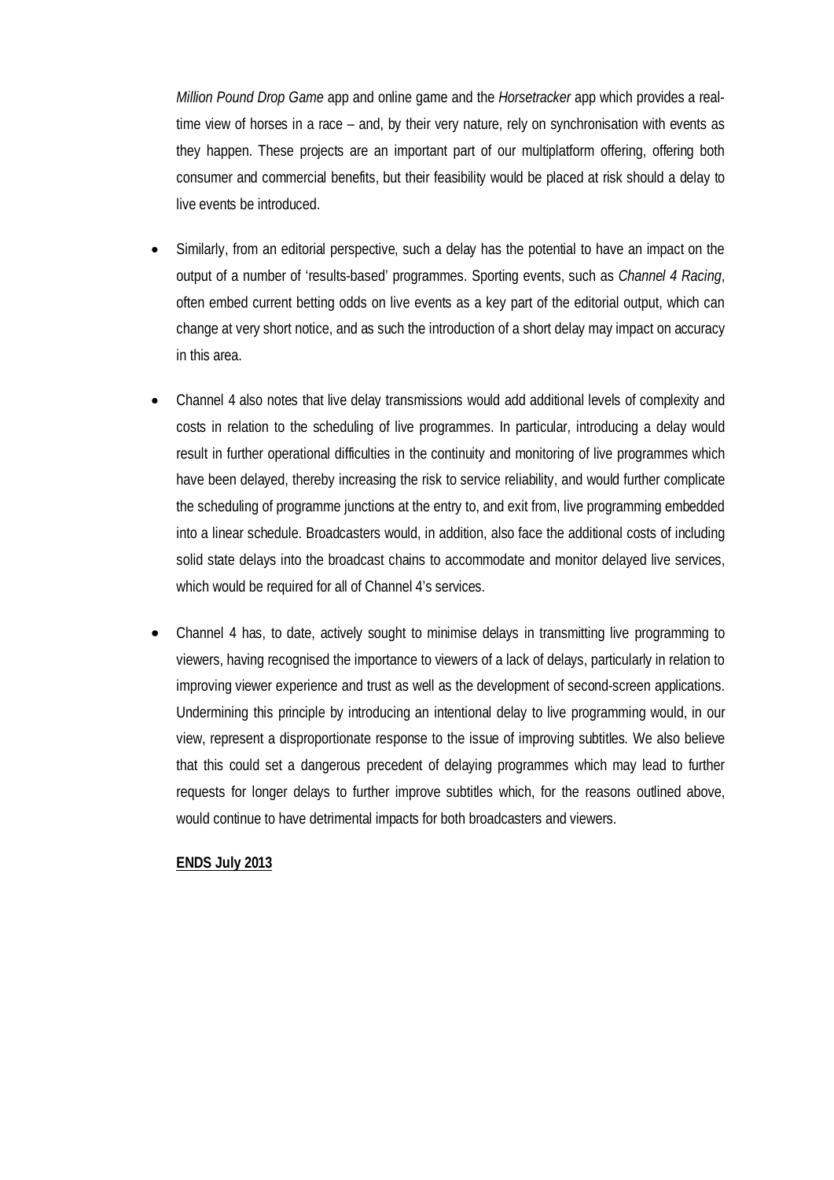*Million Pound Drop Game* app and online game and the *Horsetracker* app which provides a real-time view of horses in a race – and, by their very nature, rely on synchronisation with events as they happen. These projects are an important part of our multiplatform offering, offering both consumer and commercial benefits, but their feasibility would be placed at risk should a delay to live events be introduced.

- Similarly, from an editorial perspective, such a delay has the potential to have an impact on the output of a number of 'results-based' programmes. Sporting events, such as *Channel 4 Racing*, often embed current betting odds on live events as a key part of the editorial output, which can change at very short notice, and as such the introduction of a short delay may impact on accuracy in this area.

- Channel 4 also notes that live delay transmissions would add additional levels of complexity and costs in relation to the scheduling of live programmes. In particular, introducing a delay would result in further operational difficulties in the continuity and monitoring of live programmes which have been delayed, thereby increasing the risk to service reliability, and would further complicate the scheduling of programme junctions at the entry to, and exit from, live programming embedded into a linear schedule. Broadcasters would, in addition, also face the additional costs of including solid state delays into the broadcast chains to accommodate and monitor delayed live services, which would be required for all of Channel 4's services.

- Channel 4 has, to date, actively sought to minimise delays in transmitting live programming to viewers, having recognised the importance to viewers of a lack of delays, particularly in relation to improving viewer experience and trust as well as the development of second-screen applications. Undermining this principle by introducing an intentional delay to live programming would, in our view, represent a disproportionate response to the issue of improving subtitles. We also believe that this could set a dangerous precedent of delaying programmes which may lead to further requests for longer delays to further improve subtitles which, for the reasons outlined above, would continue to have detrimental impacts for both broadcasters and viewers.

**ENDS July 2013**